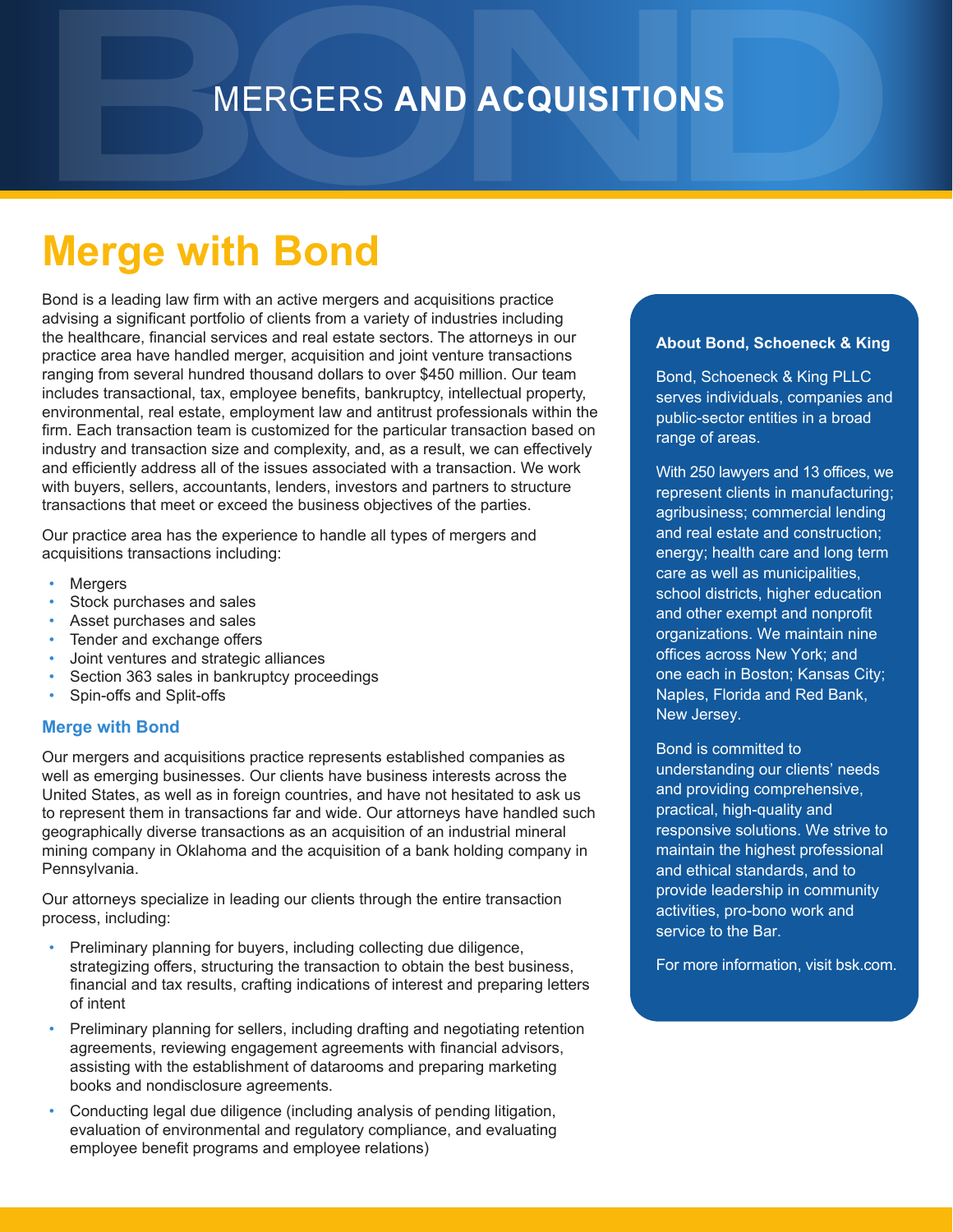# MERGERS **AND ACQUISITIONS**

# Merge with Bond

Bond is a leading law firm with an active mergers and acquisitions practice advising a significant portfolio of clients from a variety of industries including the healthcare, financial services and real estate sectors. The attorneys in our practice area have handled merger, acquisition and joint venture transactions ranging from several hundred thousand dollars to over $450 million. Our team includes transactional, tax, employee benefits, bankruptcy, intellectual property, environmental, real estate, employment law and antitrust professionals within the firm. Each transaction team is customized for the particular transaction based on industry and transaction size and complexity, and, as a result, we can effectively and efficiently address all of the issues associated with a transaction. We work with buyers, sellers, accountants, lenders, investors and partners to structure transactions that meet or exceed the business objectives of the parties.

Our practice area has the experience to handle all types of mergers and acquisitions transactions including:

- Mergers
- Stock purchases and sales
- Asset purchases and sales
- Tender and exchange offers
- Joint ventures and strategic alliances
- Section 363 sales in bankruptcy proceedings
- Spin-offs and Split-offs

### Merge with Bond

Our mergers and acquisitions practice represents established companies as well as emerging businesses. Our clients have business interests across the United States, as well as in foreign countries, and have not hesitated to ask us to represent them in transactions far and wide. Our attorneys have handled such geographically diverse transactions as an acquisition of an industrial mineral mining company in Oklahoma and the acquisition of a bank holding company in Pennsylvania.

Our attorneys specialize in leading our clients through the entire transaction process, including:

- Preliminary planning for buyers, including collecting due diligence, strategizing offers, structuring the transaction to obtain the best business, financial and tax results, crafting indications of interest and preparing letters of intent
- Preliminary planning for sellers, including drafting and negotiating retention agreements, reviewing engagement agreements with financial advisors, assisting with the establishment of datarooms and preparing marketing books and nondisclosure agreements.
- Conducting legal due diligence (including analysis of pending litigation, evaluation of environmental and regulatory compliance, and evaluating employee benefit programs and employee relations)

**About Bond, Schoeneck & King**

Bond, Schoeneck & King PLLC serves individuals, companies and public-sector entities in a broad range of areas.

With 250 lawyers and 13 offices, we represent clients in manufacturing; agribusiness; commercial lending and real estate and construction; energy; health care and long term care as well as municipalities, school districts, higher education and other exempt and nonprofit organizations. We maintain nine offices across New York; and one each in Boston; Kansas City; Naples, Florida and Red Bank, New Jersey.

Bond is committed to understanding our clients' needs and providing comprehensive, practical, high-quality and responsive solutions. We strive to maintain the highest professional and ethical standards, and to provide leadership in community activities, pro-bono work and service to the Bar.

For more information, visit bsk.com.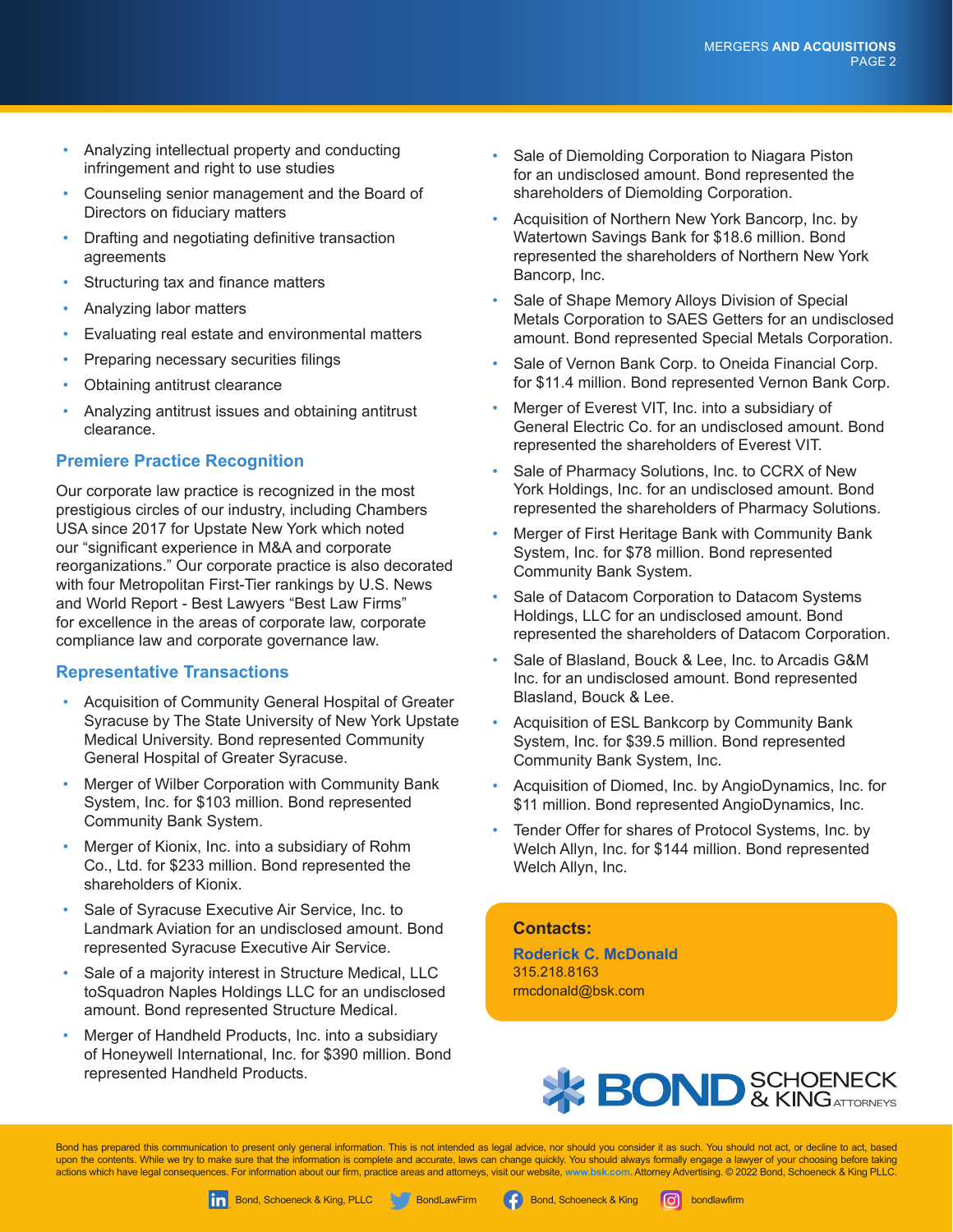- Analyzing intellectual property and conducting infringement and right to use studies
- Counseling senior management and the Board of Directors on fiduciary matters
- Drafting and negotiating definitive transaction agreements
- Structuring tax and finance matters
- Analyzing labor matters
- Evaluating real estate and environmental matters
- Preparing necessary securities filings
- Obtaining antitrust clearance
- Analyzing antitrust issues and obtaining antitrust clearance.

## Premiere Practice Recognition

Our corporate law practice is recognized in the most prestigious circles of our industry, including Chambers USA since 2017 for Upstate New York which noted our "significant experience in M&A and corporate reorganizations." Our corporate practice is also decorated with four Metropolitan First-Tier rankings by U.S. News and World Report - Best Lawyers "Best Law Firms" for excellence in the areas of corporate law, corporate compliance law and corporate governance law.

## Representative Transactions

- Acquisition of Community General Hospital of Greater Syracuse by The State University of New York Upstate Medical University. Bond represented Community General Hospital of Greater Syracuse.
- Merger of Wilber Corporation with Community Bank System, Inc. for $103 million. Bond represented Community Bank System.
- Merger of Kionix, Inc. into a subsidiary of Rohm Co., Ltd. for $233 million. Bond represented the shareholders of Kionix.
- Sale of Syracuse Executive Air Service, Inc. to Landmark Aviation for an undisclosed amount. Bond represented Syracuse Executive Air Service.
- Sale of a majority interest in Structure Medical, LLC toSquadron Naples Holdings LLC for an undisclosed amount. Bond represented Structure Medical.
- Merger of Handheld Products, Inc. into a subsidiary of Honeywell International, Inc. for $390 million. Bond represented Handheld Products.
- Sale of Diemolding Corporation to Niagara Piston for an undisclosed amount. Bond represented the shareholders of Diemolding Corporation.
- Acquisition of Northern New York Bancorp, Inc. by Watertown Savings Bank for $18.6 million. Bond represented the shareholders of Northern New York Bancorp, Inc.
- Sale of Shape Memory Alloys Division of Special Metals Corporation to SAES Getters for an undisclosed amount. Bond represented Special Metals Corporation.
- Sale of Vernon Bank Corp. to Oneida Financial Corp. for $11.4 million. Bond represented Vernon Bank Corp.
- Merger of Everest VIT, Inc. into a subsidiary of General Electric Co. for an undisclosed amount. Bond represented the shareholders of Everest VIT.
- Sale of Pharmacy Solutions, Inc. to CCRX of New York Holdings, Inc. for an undisclosed amount. Bond represented the shareholders of Pharmacy Solutions.
- Merger of First Heritage Bank with Community Bank System, Inc. for $78 million. Bond represented Community Bank System.
- Sale of Datacom Corporation to Datacom Systems Holdings, LLC for an undisclosed amount. Bond represented the shareholders of Datacom Corporation.
- Sale of Blasland, Bouck & Lee, Inc. to Arcadis G&M Inc. for an undisclosed amount. Bond represented Blasland, Bouck & Lee.
- Acquisition of ESL Bankcorp by Community Bank System, Inc. for $39.5 million. Bond represented Community Bank System, Inc.
- Acquisition of Diomed, Inc. by AngioDynamics, Inc. for $11 million. Bond represented AngioDynamics, Inc.
- Tender Offer for shares of Protocol Systems, Inc. by Welch Allyn, Inc. for $144 million. Bond represented Welch Allyn, Inc.

**Contacts:**

**Roderick C. McDonald**
315.218.8163
rmcdonald@bsk.com

BOND SCHOENECK & KING ATTORNEYS

Bond has prepared this communication to present only general information. This is not intended as legal advice, nor should you consider it as such. You should not act, or decline to act, based upon the contents. While we try to make sure that the information is complete and accurate, laws can change quickly. You should always formally engage a lawyer of your choosing before taking actions which have legal consequences. For information about our firm, practice areas and attorneys, visit our website, www.bsk.com. Attorney Advertising. © 2022 Bond, Schoeneck & King PLLC.

Bond, Schoeneck & King, PLLC | BondLawFirm | Bond, Schoeneck & King | bondlawfirm